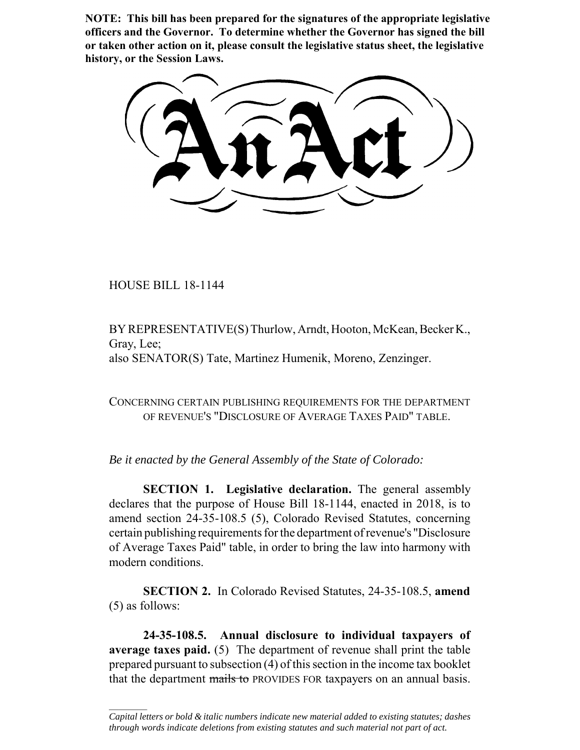**NOTE: This bill has been prepared for the signatures of the appropriate legislative officers and the Governor. To determine whether the Governor has signed the bill or taken other action on it, please consult the legislative status sheet, the legislative history, or the Session Laws.**

# An Act

HOUSE BILL 18-1144

BY REPRESENTATIVE(S) Thurlow, Arndt, Hooton, McKean, Becker K., Gray, Lee;
also SENATOR(S) Tate, Martinez Humenik, Moreno, Zenzinger.

CONCERNING CERTAIN PUBLISHING REQUIREMENTS FOR THE DEPARTMENT OF REVENUE'S "DISCLOSURE OF AVERAGE TAXES PAID" TABLE.

*Be it enacted by the General Assembly of the State of Colorado:*

**SECTION 1. Legislative declaration.** The general assembly declares that the purpose of House Bill 18-1144, enacted in 2018, is to amend section 24-35-108.5 (5), Colorado Revised Statutes, concerning certain publishing requirements for the department of revenue's "Disclosure of Average Taxes Paid" table, in order to bring the law into harmony with modern conditions.

**SECTION 2.** In Colorado Revised Statutes, 24-35-108.5, **amend** (5) as follows:

**24-35-108.5. Annual disclosure to individual taxpayers of average taxes paid.** (5) The department of revenue shall print the table prepared pursuant to subsection (4) of this section in the income tax booklet that the department ~~mails to~~ PROVIDES FOR taxpayers on an annual basis.

*Capital letters or bold & italic numbers indicate new material added to existing statutes; dashes through words indicate deletions from existing statutes and such material not part of act.*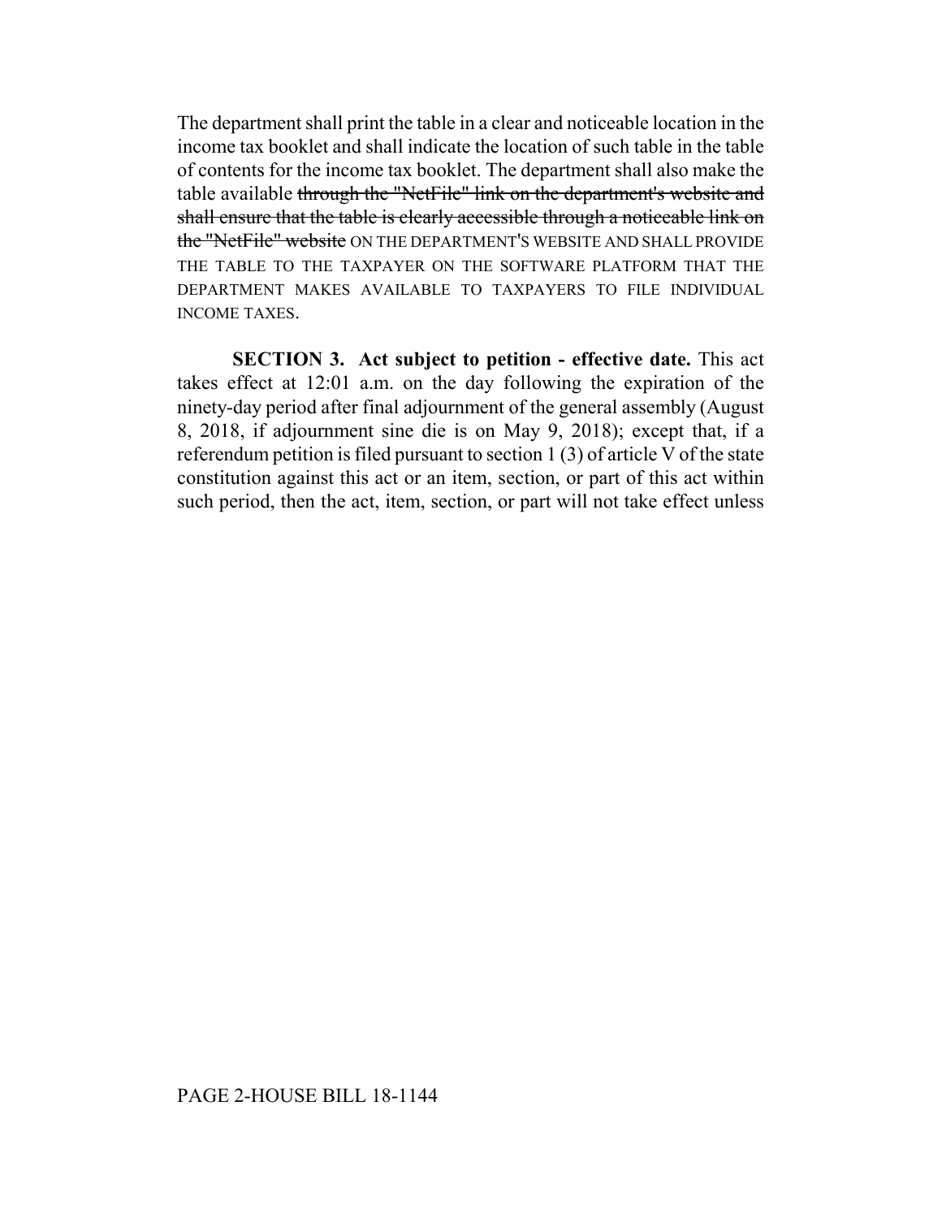The department shall print the table in a clear and noticeable location in the income tax booklet and shall indicate the location of such table in the table of contents for the income tax booklet. The department shall also make the table available ~~through the "NetFile" link on the department's website and shall ensure that the table is clearly accessible through a noticeable link on the "NetFile" website~~ ON THE DEPARTMENT'S WEBSITE AND SHALL PROVIDE THE TABLE TO THE TAXPAYER ON THE SOFTWARE PLATFORM THAT THE DEPARTMENT MAKES AVAILABLE TO TAXPAYERS TO FILE INDIVIDUAL INCOME TAXES.

**SECTION 3. Act subject to petition - effective date.** This act takes effect at 12:01 a.m. on the day following the expiration of the ninety-day period after final adjournment of the general assembly (August 8, 2018, if adjournment sine die is on May 9, 2018); except that, if a referendum petition is filed pursuant to section 1 (3) of article V of the state constitution against this act or an item, section, or part of this act within such period, then the act, item, section, or part will not take effect unless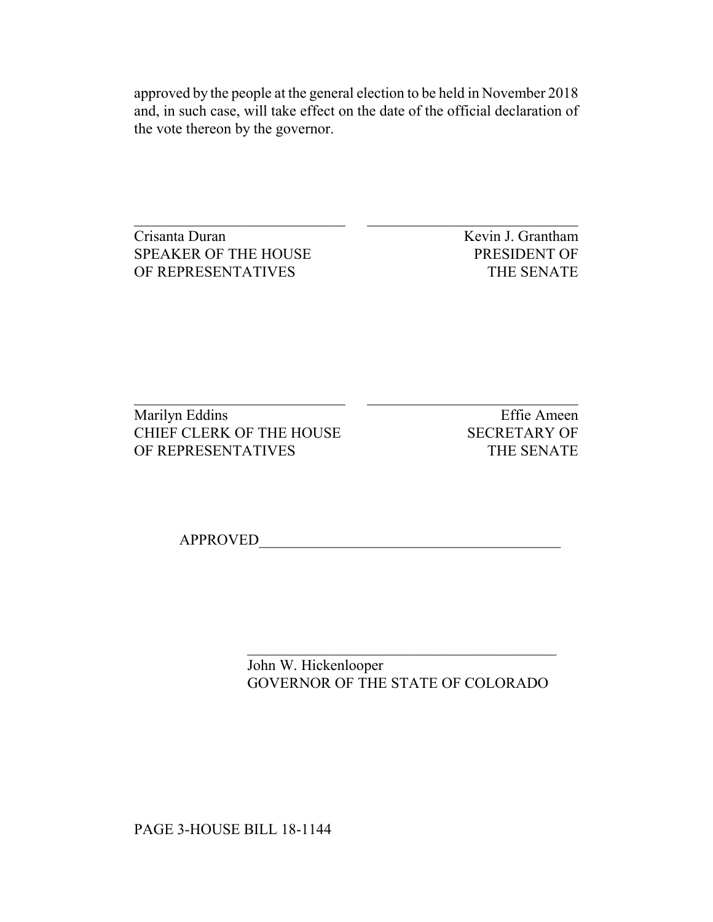approved by the people at the general election to be held in November 2018 and, in such case, will take effect on the date of the official declaration of the vote thereon by the governor.

| | |
|---|---|
| ____________________________ | ____________________________ |
| Crisanta Duran | Kevin J. Grantham |
| SPEAKER OF THE HOUSE | PRESIDENT OF |
| OF REPRESENTATIVES | THE SENATE |

| | |
|---|---|
| ____________________________ | ____________________________ |
| Marilyn Eddins | Effie Ameen |
| CHIEF CLERK OF THE HOUSE | SECRETARY OF |
| OF REPRESENTATIVES | THE SENATE |

APPROVED________________________________________

_________________________________________

John W. Hickenlooper

GOVERNOR OF THE STATE OF COLORADO

PAGE 3-HOUSE BILL 18-1144